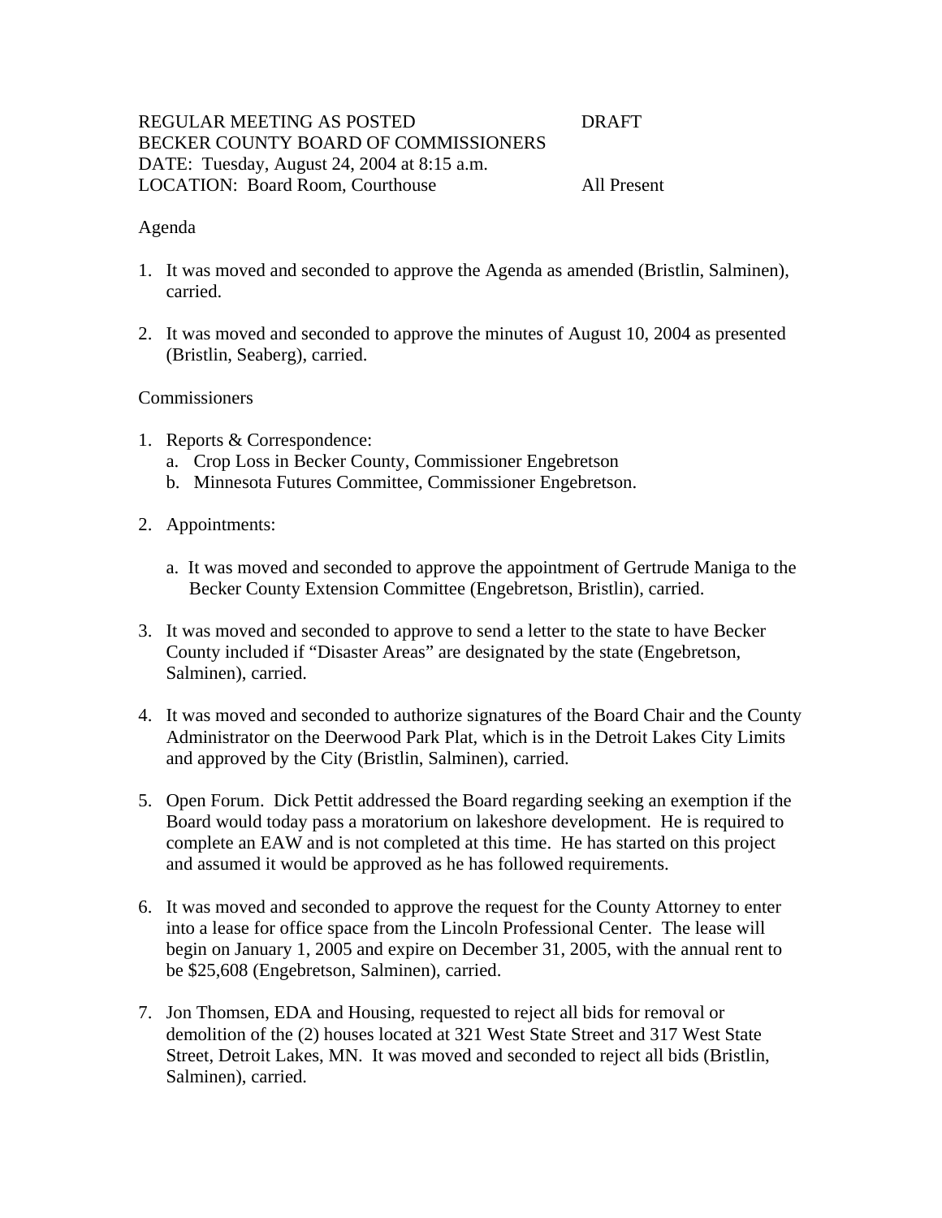REGULAR MEETING AS POSTED DRAFT
BECKER COUNTY BOARD OF COMMISSIONERS
DATE: Tuesday, August 24, 2004 at 8:15 a.m.
LOCATION: Board Room, Courthouse All Present

Agenda

1. It was moved and seconded to approve the Agenda as amended (Bristlin, Salminen), carried.

2. It was moved and seconded to approve the minutes of August 10, 2004 as presented (Bristlin, Seaberg), carried.

Commissioners

1. Reports & Correspondence:
   a. Crop Loss in Becker County, Commissioner Engebretson
   b. Minnesota Futures Committee, Commissioner Engebretson.

2. Appointments:

   a. It was moved and seconded to approve the appointment of Gertrude Maniga to the Becker County Extension Committee (Engebretson, Bristlin), carried.

3. It was moved and seconded to approve to send a letter to the state to have Becker County included if "Disaster Areas" are designated by the state (Engebretson, Salminen), carried.

4. It was moved and seconded to authorize signatures of the Board Chair and the County Administrator on the Deerwood Park Plat, which is in the Detroit Lakes City Limits and approved by the City (Bristlin, Salminen), carried.

5. Open Forum. Dick Pettit addressed the Board regarding seeking an exemption if the Board would today pass a moratorium on lakeshore development. He is required to complete an EAW and is not completed at this time. He has started on this project and assumed it would be approved as he has followed requirements.

6. It was moved and seconded to approve the request for the County Attorney to enter into a lease for office space from the Lincoln Professional Center. The lease will begin on January 1, 2005 and expire on December 31, 2005, with the annual rent to be $25,608 (Engebretson, Salminen), carried.

7. Jon Thomsen, EDA and Housing, requested to reject all bids for removal or demolition of the (2) houses located at 321 West State Street and 317 West State Street, Detroit Lakes, MN. It was moved and seconded to reject all bids (Bristlin, Salminen), carried.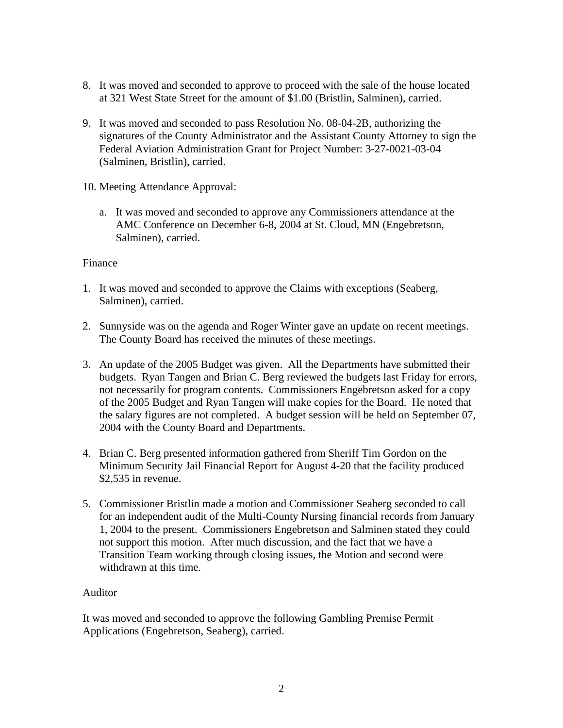8. It was moved and seconded to approve to proceed with the sale of the house located at 321 West State Street for the amount of $1.00 (Bristlin, Salminen), carried.

9. It was moved and seconded to pass Resolution No. 08-04-2B, authorizing the signatures of the County Administrator and the Assistant County Attorney to sign the Federal Aviation Administration Grant for Project Number: 3-27-0021-03-04 (Salminen, Bristlin), carried.

10. Meeting Attendance Approval:

    a. It was moved and seconded to approve any Commissioners attendance at the AMC Conference on December 6-8, 2004 at St. Cloud, MN (Engebretson, Salminen), carried.

Finance

1. It was moved and seconded to approve the Claims with exceptions (Seaberg, Salminen), carried.

2. Sunnyside was on the agenda and Roger Winter gave an update on recent meetings. The County Board has received the minutes of these meetings.

3. An update of the 2005 Budget was given. All the Departments have submitted their budgets. Ryan Tangen and Brian C. Berg reviewed the budgets last Friday for errors, not necessarily for program contents. Commissioners Engebretson asked for a copy of the 2005 Budget and Ryan Tangen will make copies for the Board. He noted that the salary figures are not completed. A budget session will be held on September 07, 2004 with the County Board and Departments.

4. Brian C. Berg presented information gathered from Sheriff Tim Gordon on the Minimum Security Jail Financial Report for August 4-20 that the facility produced $2,535 in revenue.

5. Commissioner Bristlin made a motion and Commissioner Seaberg seconded to call for an independent audit of the Multi-County Nursing financial records from January 1, 2004 to the present. Commissioners Engebretson and Salminen stated they could not support this motion. After much discussion, and the fact that we have a Transition Team working through closing issues, the Motion and second were withdrawn at this time.

Auditor

It was moved and seconded to approve the following Gambling Premise Permit Applications (Engebretson, Seaberg), carried.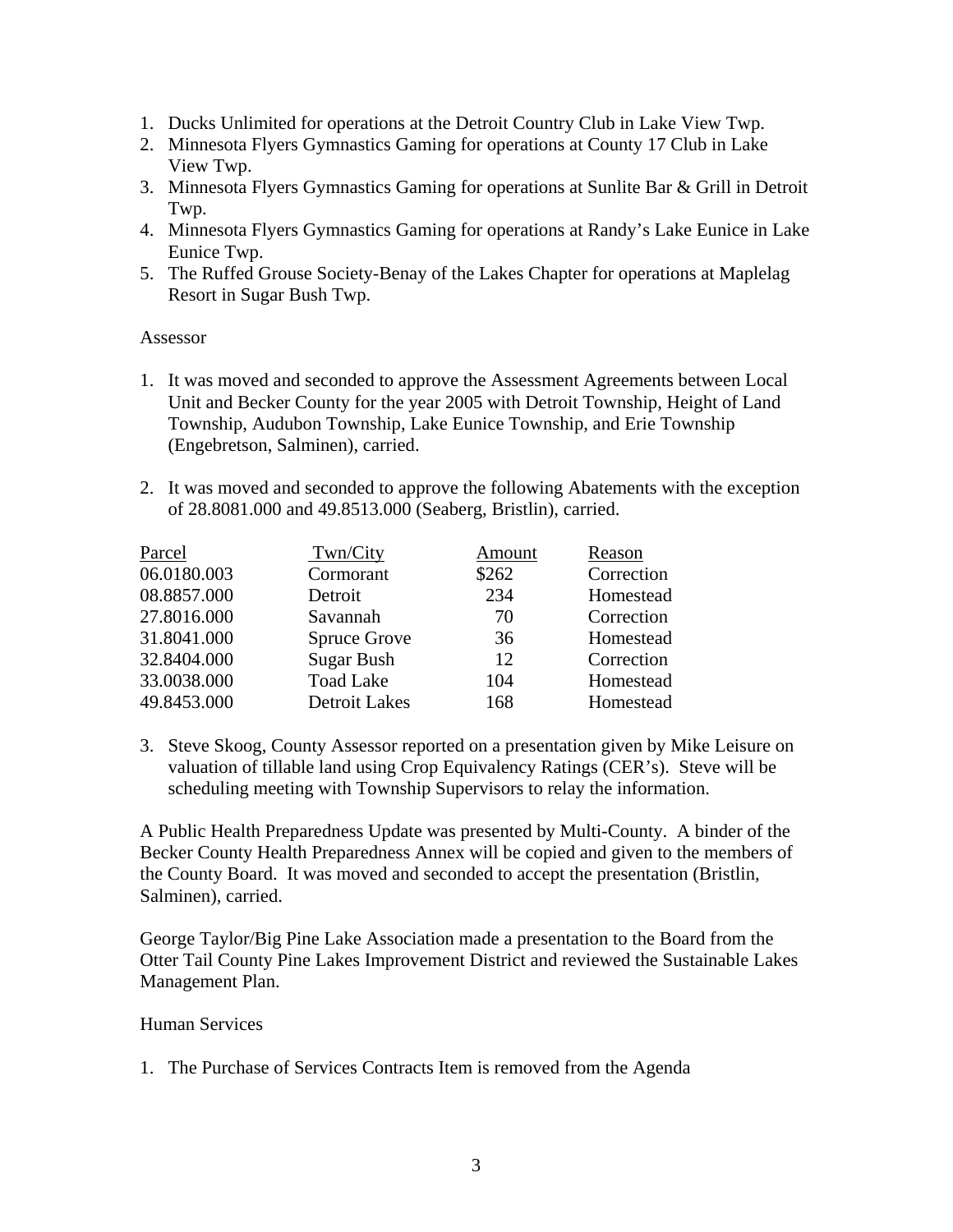1. Ducks Unlimited for operations at the Detroit Country Club in Lake View Twp.
2. Minnesota Flyers Gymnastics Gaming for operations at County 17 Club in Lake View Twp.
3. Minnesota Flyers Gymnastics Gaming for operations at Sunlite Bar & Grill in Detroit Twp.
4. Minnesota Flyers Gymnastics Gaming for operations at Randy's Lake Eunice in Lake Eunice Twp.
5. The Ruffed Grouse Society-Benay of the Lakes Chapter for operations at Maplelag Resort in Sugar Bush Twp.

Assessor

1. It was moved and seconded to approve the Assessment Agreements between Local Unit and Becker County for the year 2005 with Detroit Township, Height of Land Township, Audubon Township, Lake Eunice Township, and Erie Township (Engebretson, Salminen), carried.

2. It was moved and seconded to approve the following Abatements with the exception of 28.8081.000 and 49.8513.000 (Seaberg, Bristlin), carried.

| Parcel | Twn/City | Amount | Reason |
|---|---|---|---|
| 06.0180.003 | Cormorant | $262 | Correction |
| 08.8857.000 | Detroit | 234 | Homestead |
| 27.8016.000 | Savannah | 70 | Correction |
| 31.8041.000 | Spruce Grove | 36 | Homestead |
| 32.8404.000 | Sugar Bush | 12 | Correction |
| 33.0038.000 | Toad Lake | 104 | Homestead |
| 49.8453.000 | Detroit Lakes | 168 | Homestead |

3. Steve Skoog, County Assessor reported on a presentation given by Mike Leisure on valuation of tillable land using Crop Equivalency Ratings (CER's). Steve will be scheduling meeting with Township Supervisors to relay the information.

A Public Health Preparedness Update was presented by Multi-County. A binder of the Becker County Health Preparedness Annex will be copied and given to the members of the County Board. It was moved and seconded to accept the presentation (Bristlin, Salminen), carried.

George Taylor/Big Pine Lake Association made a presentation to the Board from the Otter Tail County Pine Lakes Improvement District and reviewed the Sustainable Lakes Management Plan.

Human Services

1. The Purchase of Services Contracts Item is removed from the Agenda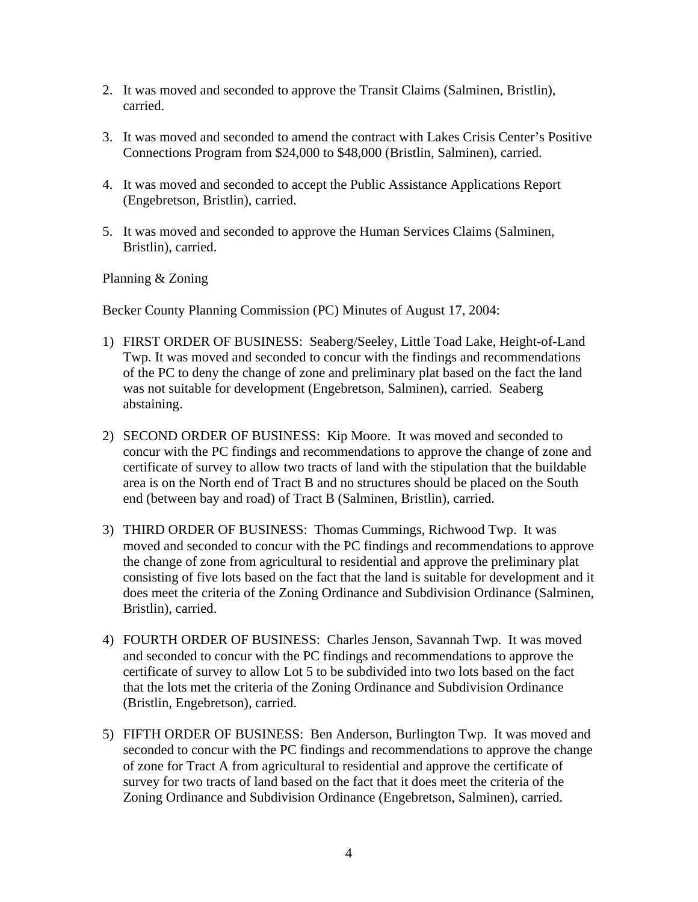2. It was moved and seconded to approve the Transit Claims (Salminen, Bristlin), carried.

3. It was moved and seconded to amend the contract with Lakes Crisis Center's Positive Connections Program from $24,000 to $48,000 (Bristlin, Salminen), carried.

4. It was moved and seconded to accept the Public Assistance Applications Report (Engebretson, Bristlin), carried.

5. It was moved and seconded to approve the Human Services Claims (Salminen, Bristlin), carried.

Planning & Zoning

Becker County Planning Commission (PC) Minutes of August 17, 2004:

1) FIRST ORDER OF BUSINESS: Seaberg/Seeley, Little Toad Lake, Height-of-Land Twp. It was moved and seconded to concur with the findings and recommendations of the PC to deny the change of zone and preliminary plat based on the fact the land was not suitable for development (Engebretson, Salminen), carried. Seaberg abstaining.

2) SECOND ORDER OF BUSINESS: Kip Moore. It was moved and seconded to concur with the PC findings and recommendations to approve the change of zone and certificate of survey to allow two tracts of land with the stipulation that the buildable area is on the North end of Tract B and no structures should be placed on the South end (between bay and road) of Tract B (Salminen, Bristlin), carried.

3) THIRD ORDER OF BUSINESS: Thomas Cummings, Richwood Twp. It was moved and seconded to concur with the PC findings and recommendations to approve the change of zone from agricultural to residential and approve the preliminary plat consisting of five lots based on the fact that the land is suitable for development and it does meet the criteria of the Zoning Ordinance and Subdivision Ordinance (Salminen, Bristlin), carried.

4) FOURTH ORDER OF BUSINESS: Charles Jenson, Savannah Twp. It was moved and seconded to concur with the PC findings and recommendations to approve the certificate of survey to allow Lot 5 to be subdivided into two lots based on the fact that the lots met the criteria of the Zoning Ordinance and Subdivision Ordinance (Bristlin, Engebretson), carried.

5) FIFTH ORDER OF BUSINESS: Ben Anderson, Burlington Twp. It was moved and seconded to concur with the PC findings and recommendations to approve the change of zone for Tract A from agricultural to residential and approve the certificate of survey for two tracts of land based on the fact that it does meet the criteria of the Zoning Ordinance and Subdivision Ordinance (Engebretson, Salminen), carried.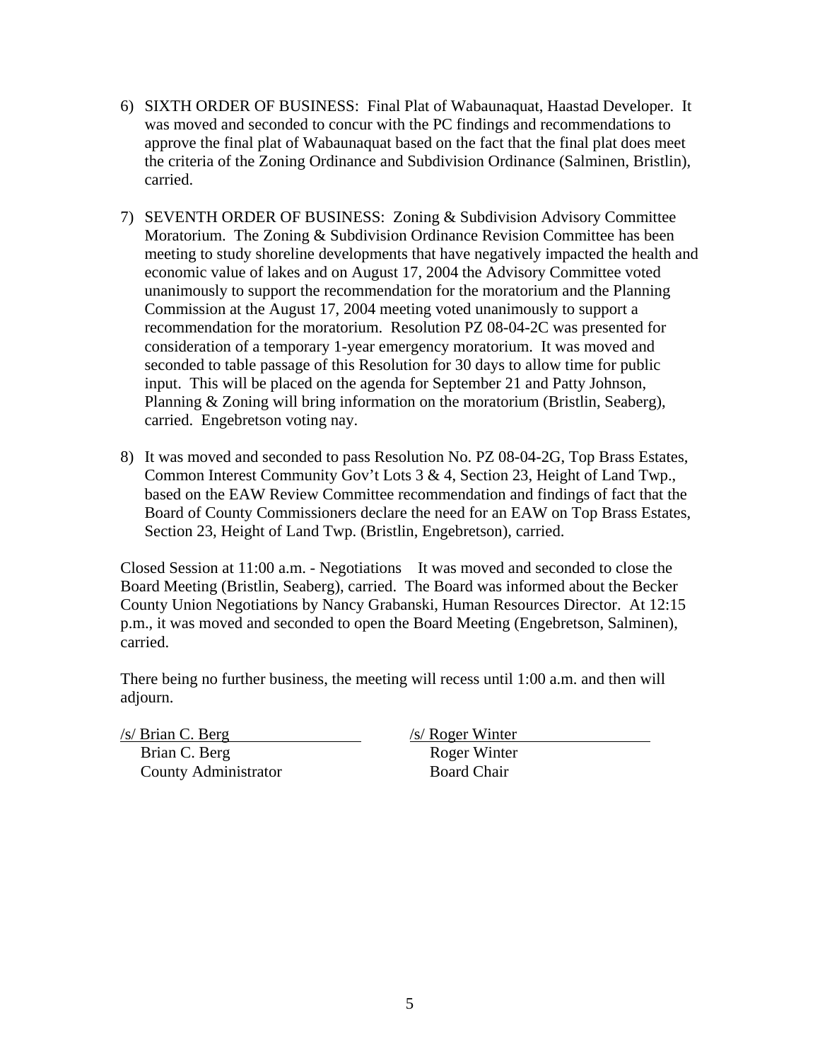6) SIXTH ORDER OF BUSINESS: Final Plat of Wabaunaquat, Haastad Developer. It was moved and seconded to concur with the PC findings and recommendations to approve the final plat of Wabaunaquat based on the fact that the final plat does meet the criteria of the Zoning Ordinance and Subdivision Ordinance (Salminen, Bristlin), carried.

7) SEVENTH ORDER OF BUSINESS: Zoning & Subdivision Advisory Committee Moratorium. The Zoning & Subdivision Ordinance Revision Committee has been meeting to study shoreline developments that have negatively impacted the health and economic value of lakes and on August 17, 2004 the Advisory Committee voted unanimously to support the recommendation for the moratorium and the Planning Commission at the August 17, 2004 meeting voted unanimously to support a recommendation for the moratorium. Resolution PZ 08-04-2C was presented for consideration of a temporary 1-year emergency moratorium. It was moved and seconded to table passage of this Resolution for 30 days to allow time for public input. This will be placed on the agenda for September 21 and Patty Johnson, Planning & Zoning will bring information on the moratorium (Bristlin, Seaberg), carried. Engebretson voting nay.

8) It was moved and seconded to pass Resolution No. PZ 08-04-2G, Top Brass Estates, Common Interest Community Gov't Lots 3 & 4, Section 23, Height of Land Twp., based on the EAW Review Committee recommendation and findings of fact that the Board of County Commissioners declare the need for an EAW on Top Brass Estates, Section 23, Height of Land Twp. (Bristlin, Engebretson), carried.

Closed Session at 11:00 a.m. - Negotiations It was moved and seconded to close the Board Meeting (Bristlin, Seaberg), carried. The Board was informed about the Becker County Union Negotiations by Nancy Grabanski, Human Resources Director. At 12:15 p.m., it was moved and seconded to open the Board Meeting (Engebretson, Salminen), carried.

There being no further business, the meeting will recess until 1:00 a.m. and then will adjourn.

/s/ Brian C. Berg
Brian C. Berg
County Administrator

/s/ Roger Winter
Roger Winter
Board Chair